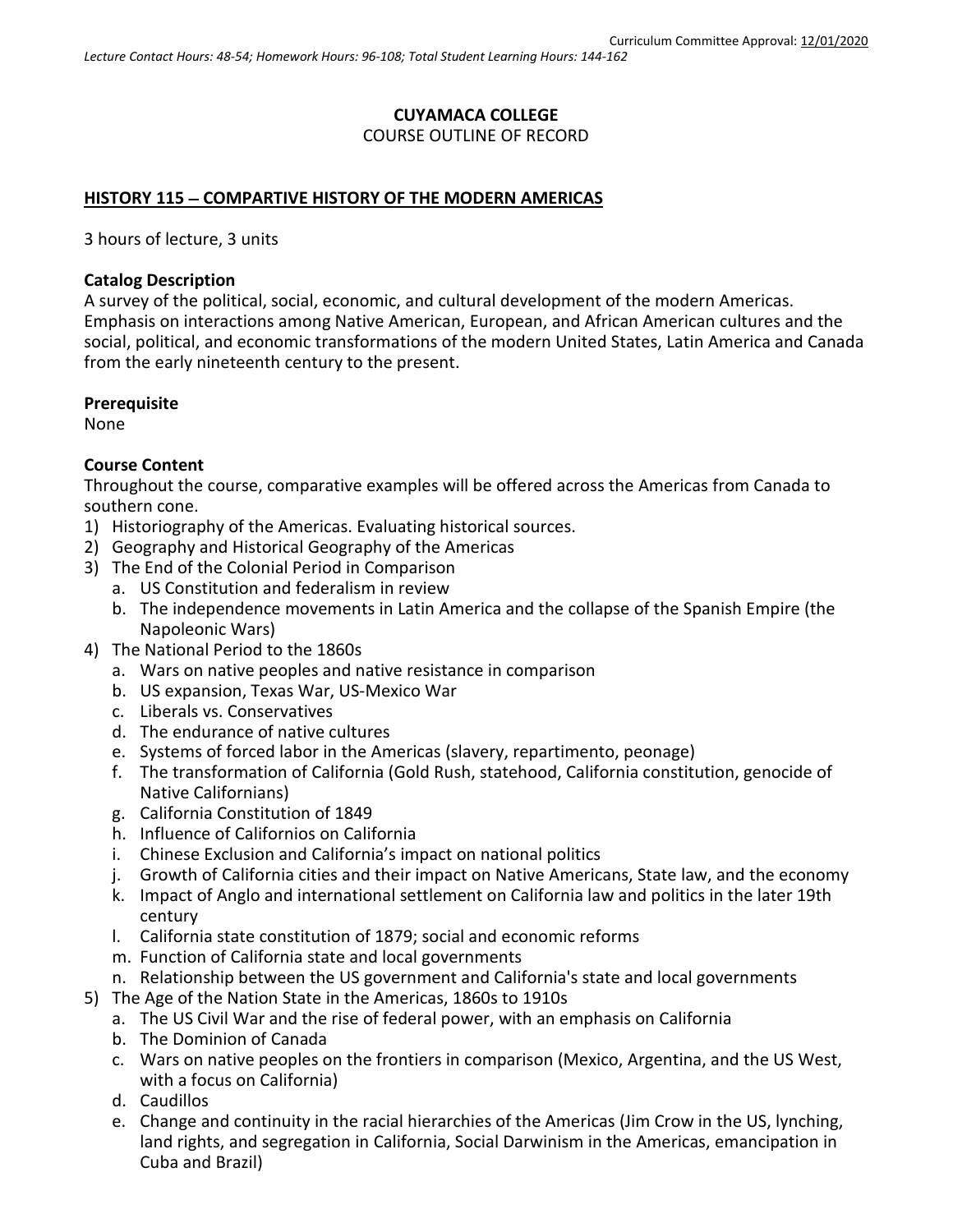Curriculum Committee Approval: 12/01/2020

*Lecture Contact Hours: 48-54; Homework Hours: 96-108; Total Student Learning Hours: 144-162*

**CUYAMACA COLLEGE**

COURSE OUTLINE OF RECORD

## HISTORY 115 – COMPARTIVE HISTORY OF THE MODERN AMERICAS

3 hours of lecture, 3 units

### Catalog Description

A survey of the political, social, economic, and cultural development of the modern Americas. Emphasis on interactions among Native American, European, and African American cultures and the social, political, and economic transformations of the modern United States, Latin America and Canada from the early nineteenth century to the present.

### Prerequisite

None

### Course Content

Throughout the course, comparative examples will be offered across the Americas from Canada to southern cone.

1) Historiography of the Americas. Evaluating historical sources.
2) Geography and Historical Geography of the Americas
3) The End of the Colonial Period in Comparison
   a. US Constitution and federalism in review
   b. The independence movements in Latin America and the collapse of the Spanish Empire (the Napoleonic Wars)
4) The National Period to the 1860s
   a. Wars on native peoples and native resistance in comparison
   b. US expansion, Texas War, US-Mexico War
   c. Liberals vs. Conservatives
   d. The endurance of native cultures
   e. Systems of forced labor in the Americas (slavery, repartimento, peonage)
   f. The transformation of California (Gold Rush, statehood, California constitution, genocide of Native Californians)
   g. California Constitution of 1849
   h. Influence of Californios on California
   i. Chinese Exclusion and California's impact on national politics
   j. Growth of California cities and their impact on Native Americans, State law, and the economy
   k. Impact of Anglo and international settlement on California law and politics in the later 19th century
   l. California state constitution of 1879; social and economic reforms
   m. Function of California state and local governments
   n. Relationship between the US government and California's state and local governments
5) The Age of the Nation State in the Americas, 1860s to 1910s
   a. The US Civil War and the rise of federal power, with an emphasis on California
   b. The Dominion of Canada
   c. Wars on native peoples on the frontiers in comparison (Mexico, Argentina, and the US West, with a focus on California)
   d. Caudillos
   e. Change and continuity in the racial hierarchies of the Americas (Jim Crow in the US, lynching, land rights, and segregation in California, Social Darwinism in the Americas, emancipation in Cuba and Brazil)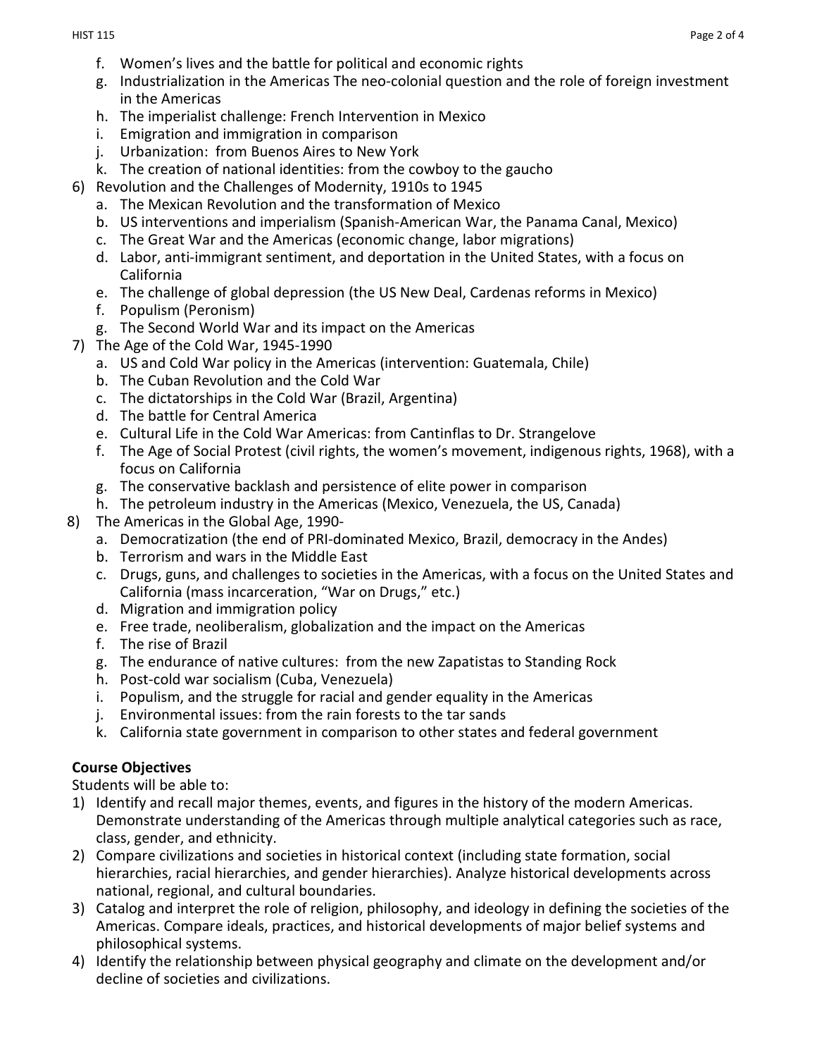f. Women's lives and the battle for political and economic rights
g. Industrialization in the Americas The neo-colonial question and the role of foreign investment in the Americas
h. The imperialist challenge: French Intervention in Mexico
i. Emigration and immigration in comparison
j. Urbanization: from Buenos Aires to New York
k. The creation of national identities: from the cowboy to the gaucho

6) Revolution and the Challenges of Modernity, 1910s to 1945
    a. The Mexican Revolution and the transformation of Mexico
    b. US interventions and imperialism (Spanish-American War, the Panama Canal, Mexico)
    c. The Great War and the Americas (economic change, labor migrations)
    d. Labor, anti-immigrant sentiment, and deportation in the United States, with a focus on California
    e. The challenge of global depression (the US New Deal, Cardenas reforms in Mexico)
    f. Populism (Peronism)
    g. The Second World War and its impact on the Americas
7) The Age of the Cold War, 1945-1990
    a. US and Cold War policy in the Americas (intervention: Guatemala, Chile)
    b. The Cuban Revolution and the Cold War
    c. The dictatorships in the Cold War (Brazil, Argentina)
    d. The battle for Central America
    e. Cultural Life in the Cold War Americas: from Cantinflas to Dr. Strangelove
    f. The Age of Social Protest (civil rights, the women's movement, indigenous rights, 1968), with a focus on California
    g. The conservative backlash and persistence of elite power in comparison
    h. The petroleum industry in the Americas (Mexico, Venezuela, the US, Canada)
8) The Americas in the Global Age, 1990-
    a. Democratization (the end of PRI-dominated Mexico, Brazil, democracy in the Andes)
    b. Terrorism and wars in the Middle East
    c. Drugs, guns, and challenges to societies in the Americas, with a focus on the United States and California (mass incarceration, "War on Drugs," etc.)
    d. Migration and immigration policy
    e. Free trade, neoliberalism, globalization and the impact on the Americas
    f. The rise of Brazil
    g. The endurance of native cultures: from the new Zapatistas to Standing Rock
    h. Post-cold war socialism (Cuba, Venezuela)
    i. Populism, and the struggle for racial and gender equality in the Americas
    j. Environmental issues: from the rain forests to the tar sands
    k. California state government in comparison to other states and federal government

**Course Objectives**

Students will be able to:

1) Identify and recall major themes, events, and figures in the history of the modern Americas. Demonstrate understanding of the Americas through multiple analytical categories such as race, class, gender, and ethnicity.
2) Compare civilizations and societies in historical context (including state formation, social hierarchies, racial hierarchies, and gender hierarchies). Analyze historical developments across national, regional, and cultural boundaries.
3) Catalog and interpret the role of religion, philosophy, and ideology in defining the societies of the Americas. Compare ideals, practices, and historical developments of major belief systems and philosophical systems.
4) Identify the relationship between physical geography and climate on the development and/or decline of societies and civilizations.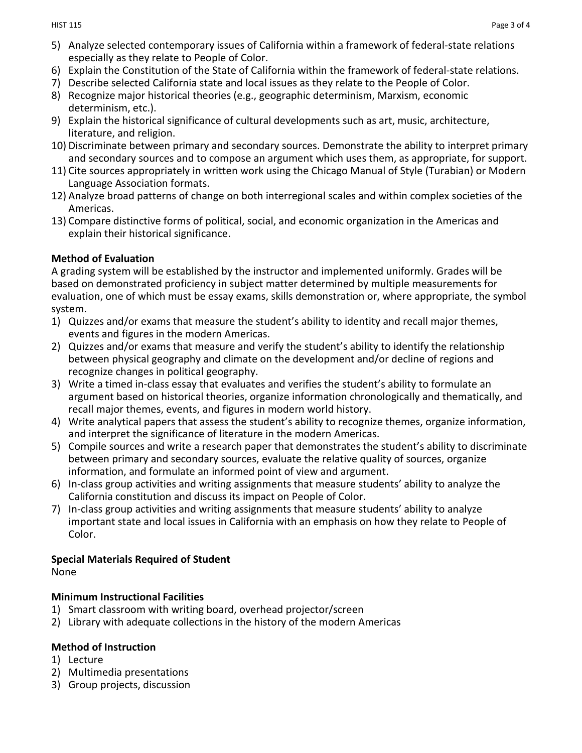5) Analyze selected contemporary issues of California within a framework of federal-state relations especially as they relate to People of Color.
6) Explain the Constitution of the State of California within the framework of federal-state relations.
7) Describe selected California state and local issues as they relate to the People of Color.
8) Recognize major historical theories (e.g., geographic determinism, Marxism, economic determinism, etc.).
9) Explain the historical significance of cultural developments such as art, music, architecture, literature, and religion.
10) Discriminate between primary and secondary sources. Demonstrate the ability to interpret primary and secondary sources and to compose an argument which uses them, as appropriate, for support.
11) Cite sources appropriately in written work using the Chicago Manual of Style (Turabian) or Modern Language Association formats.
12) Analyze broad patterns of change on both interregional scales and within complex societies of the Americas.
13) Compare distinctive forms of political, social, and economic organization in the Americas and explain their historical significance.

**Method of Evaluation**

A grading system will be established by the instructor and implemented uniformly. Grades will be based on demonstrated proficiency in subject matter determined by multiple measurements for evaluation, one of which must be essay exams, skills demonstration or, where appropriate, the symbol system.

1) Quizzes and/or exams that measure the student's ability to identity and recall major themes, events and figures in the modern Americas.
2) Quizzes and/or exams that measure and verify the student's ability to identify the relationship between physical geography and climate on the development and/or decline of regions and recognize changes in political geography.
3) Write a timed in-class essay that evaluates and verifies the student's ability to formulate an argument based on historical theories, organize information chronologically and thematically, and recall major themes, events, and figures in modern world history.
4) Write analytical papers that assess the student's ability to recognize themes, organize information, and interpret the significance of literature in the modern Americas.
5) Compile sources and write a research paper that demonstrates the student's ability to discriminate between primary and secondary sources, evaluate the relative quality of sources, organize information, and formulate an informed point of view and argument.
6) In-class group activities and writing assignments that measure students' ability to analyze the California constitution and discuss its impact on People of Color.
7) In-class group activities and writing assignments that measure students' ability to analyze important state and local issues in California with an emphasis on how they relate to People of Color.

**Special Materials Required of Student**

None

**Minimum Instructional Facilities**

1) Smart classroom with writing board, overhead projector/screen
2) Library with adequate collections in the history of the modern Americas

**Method of Instruction**

1) Lecture
2) Multimedia presentations
3) Group projects, discussion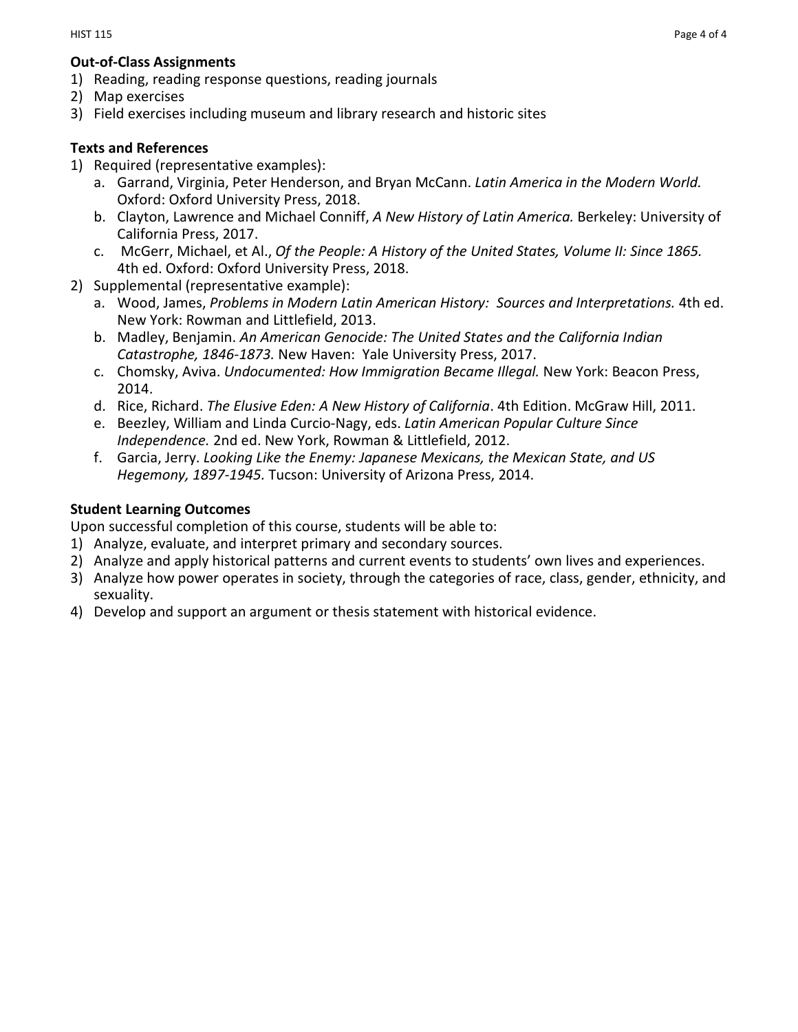**Out-of-Class Assignments**

1) Reading, reading response questions, reading journals
2) Map exercises
3) Field exercises including museum and library research and historic sites

**Texts and References**

1) Required (representative examples):
   a. Garrand, Virginia, Peter Henderson, and Bryan McCann. *Latin America in the Modern World.* Oxford: Oxford University Press, 2018.
   b. Clayton, Lawrence and Michael Conniff, *A New History of Latin America.* Berkeley: University of California Press, 2017.
   c. McGerr, Michael, et Al., *Of the People: A History of the United States, Volume II: Since 1865.* 4th ed. Oxford: Oxford University Press, 2018.
2) Supplemental (representative example):
   a. Wood, James, *Problems in Modern Latin American History: Sources and Interpretations.* 4th ed. New York: Rowman and Littlefield, 2013.
   b. Madley, Benjamin. *An American Genocide: The United States and the California Indian Catastrophe, 1846-1873.* New Haven: Yale University Press, 2017.
   c. Chomsky, Aviva. *Undocumented: How Immigration Became Illegal.* New York: Beacon Press, 2014.
   d. Rice, Richard. *The Elusive Eden: A New History of California*. 4th Edition. McGraw Hill, 2011.
   e. Beezley, William and Linda Curcio-Nagy, eds. *Latin American Popular Culture Since Independence.* 2nd ed. New York, Rowman & Littlefield, 2012.
   f. Garcia, Jerry. *Looking Like the Enemy: Japanese Mexicans, the Mexican State, and US Hegemony, 1897-1945.* Tucson: University of Arizona Press, 2014.

**Student Learning Outcomes**

Upon successful completion of this course, students will be able to:

1) Analyze, evaluate, and interpret primary and secondary sources.
2) Analyze and apply historical patterns and current events to students' own lives and experiences.
3) Analyze how power operates in society, through the categories of race, class, gender, ethnicity, and sexuality.
4) Develop and support an argument or thesis statement with historical evidence.